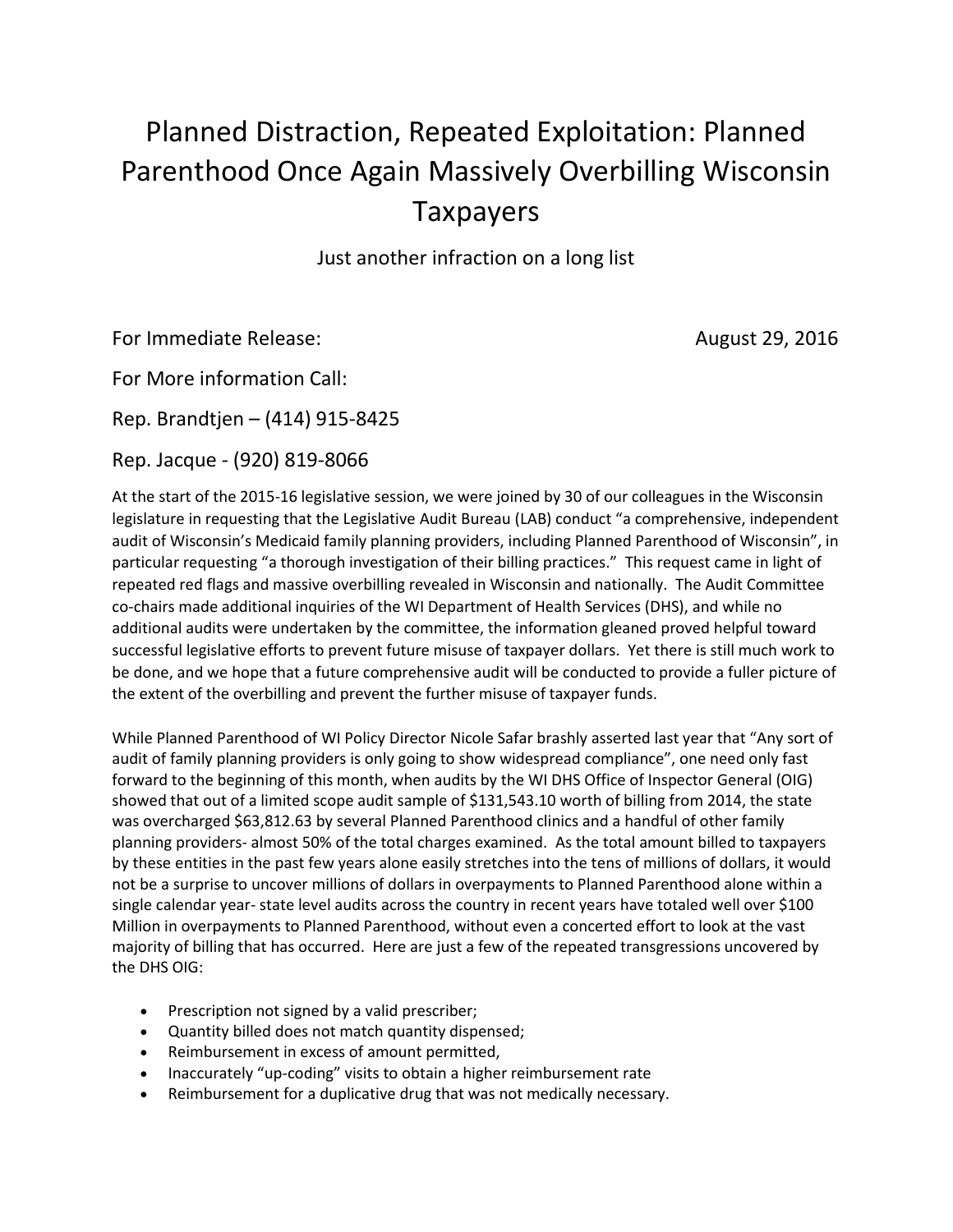# Planned Distraction, Repeated Exploitation: Planned Parenthood Once Again Massively Overbilling Wisconsin Taxpayers

Just another infraction on a long list

For Immediate Release: August 29, 2016

For More information Call:

Rep. Brandtjen – (414) 915-8425

Rep. Jacque - (920) 819-8066

At the start of the 2015-16 legislative session, we were joined by 30 of our colleagues in the Wisconsin legislature in requesting that the Legislative Audit Bureau (LAB) conduct "a comprehensive, independent audit of Wisconsin's Medicaid family planning providers, including Planned Parenthood of Wisconsin", in particular requesting "a thorough investigation of their billing practices." This request came in light of repeated red flags and massive overbilling revealed in Wisconsin and nationally. The Audit Committee co-chairs made additional inquiries of the WI Department of Health Services (DHS), and while no additional audits were undertaken by the committee, the information gleaned proved helpful toward successful legislative efforts to prevent future misuse of taxpayer dollars. Yet there is still much work to be done, and we hope that a future comprehensive audit will be conducted to provide a fuller picture of the extent of the overbilling and prevent the further misuse of taxpayer funds.

While Planned Parenthood of WI Policy Director Nicole Safar brashly asserted last year that "Any sort of audit of family planning providers is only going to show widespread compliance", one need only fast forward to the beginning of this month, when audits by the WI DHS Office of Inspector General (OIG) showed that out of a limited scope audit sample of $131,543.10 worth of billing from 2014, the state was overcharged $63,812.63 by several Planned Parenthood clinics and a handful of other family planning providers- almost 50% of the total charges examined. As the total amount billed to taxpayers by these entities in the past few years alone easily stretches into the tens of millions of dollars, it would not be a surprise to uncover millions of dollars in overpayments to Planned Parenthood alone within a single calendar year- state level audits across the country in recent years have totaled well over $100 Million in overpayments to Planned Parenthood, without even a concerted effort to look at the vast majority of billing that has occurred. Here are just a few of the repeated transgressions uncovered by the DHS OIG:

- Prescription not signed by a valid prescriber;
- Quantity billed does not match quantity dispensed;
- Reimbursement in excess of amount permitted,
- Inaccurately "up-coding" visits to obtain a higher reimbursement rate
- Reimbursement for a duplicative drug that was not medically necessary.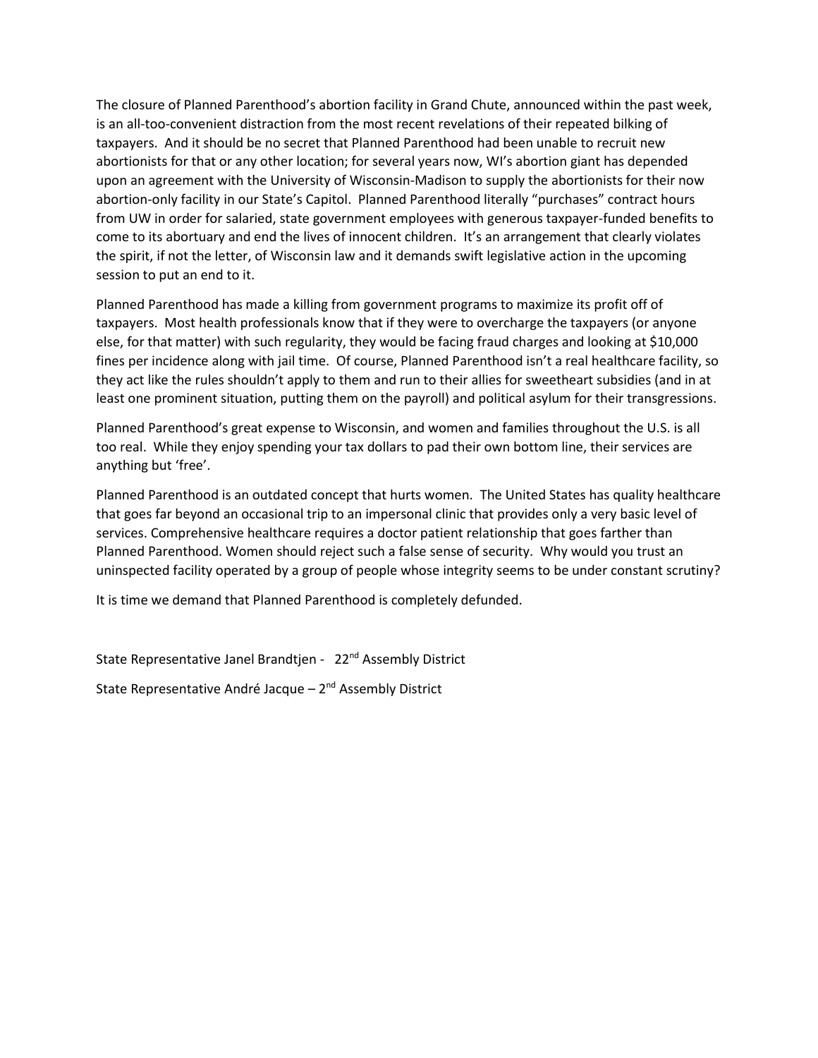The closure of Planned Parenthood's abortion facility in Grand Chute, announced within the past week, is an all-too-convenient distraction from the most recent revelations of their repeated bilking of taxpayers. And it should be no secret that Planned Parenthood had been unable to recruit new abortionists for that or any other location; for several years now, WI's abortion giant has depended upon an agreement with the University of Wisconsin-Madison to supply the abortionists for their now abortion-only facility in our State's Capitol. Planned Parenthood literally "purchases" contract hours from UW in order for salaried, state government employees with generous taxpayer-funded benefits to come to its abortuary and end the lives of innocent children. It's an arrangement that clearly violates the spirit, if not the letter, of Wisconsin law and it demands swift legislative action in the upcoming session to put an end to it.

Planned Parenthood has made a killing from government programs to maximize its profit off of taxpayers. Most health professionals know that if they were to overcharge the taxpayers (or anyone else, for that matter) with such regularity, they would be facing fraud charges and looking at $10,000 fines per incidence along with jail time. Of course, Planned Parenthood isn't a real healthcare facility, so they act like the rules shouldn't apply to them and run to their allies for sweetheart subsidies (and in at least one prominent situation, putting them on the payroll) and political asylum for their transgressions.

Planned Parenthood's great expense to Wisconsin, and women and families throughout the U.S. is all too real. While they enjoy spending your tax dollars to pad their own bottom line, their services are anything but 'free'.

Planned Parenthood is an outdated concept that hurts women. The United States has quality healthcare that goes far beyond an occasional trip to an impersonal clinic that provides only a very basic level of services. Comprehensive healthcare requires a doctor patient relationship that goes farther than Planned Parenthood. Women should reject such a false sense of security. Why would you trust an uninspected facility operated by a group of people whose integrity seems to be under constant scrutiny?

It is time we demand that Planned Parenthood is completely defunded.

State Representative Janel Brandtjen - 22nd Assembly District

State Representative André Jacque – 2nd Assembly District